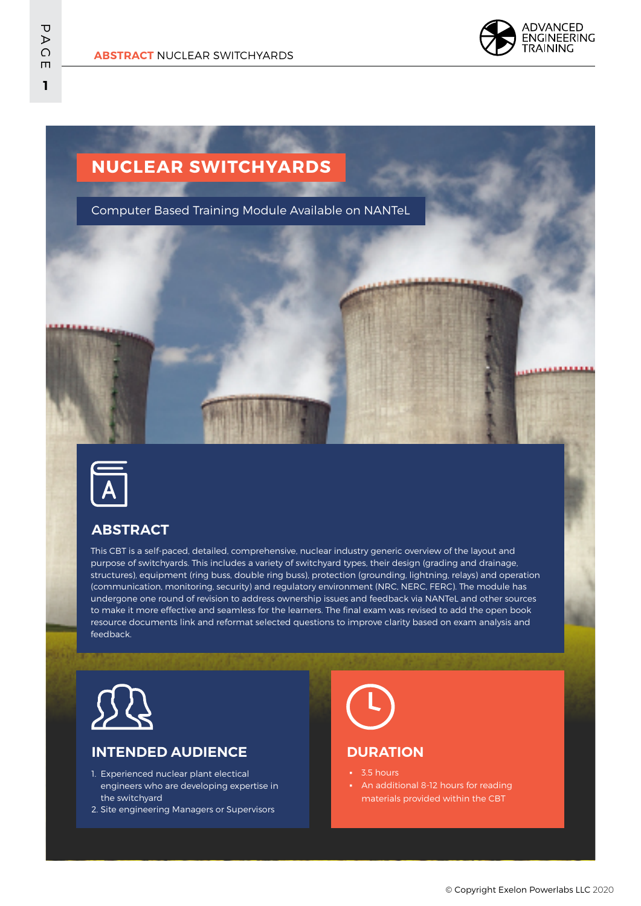# NUCLEAR SWITCHYARDS

Computer Based Training Module Available on NANTeL

## ABSTRACT

This CBT is a self-paced, detailed, comprehensive, nuclear industry generic overview of the layout and purpose of switchyards. This includes a variety of switchyard types, their design (grading and drainage, structures), equipment (ring buss, double ring buss), protection (grounding, lightning, relays) and operation (communication, monitoring, security) and regulatory environment (NRC, NERC, FERC). The module has undergone one round of revision to address ownership issues and feedback via NANTeL and other sources to make it more effective and seamless for the learners. The final exam was revised to add the open book resource documents link and reformat selected questions to improve clarity based on exam analysis and feedback.

## INTENDED AUDIENCE

1. Experienced nuclear plant electical engineers who are developing expertise in the switchyard
2. Site engineering Managers or Supervisors

## DURATION

- 3.5 hours
- An additional 8-12 hours for reading materials provided within the CBT

© Copyright Exelon Powerlabs LLC 2020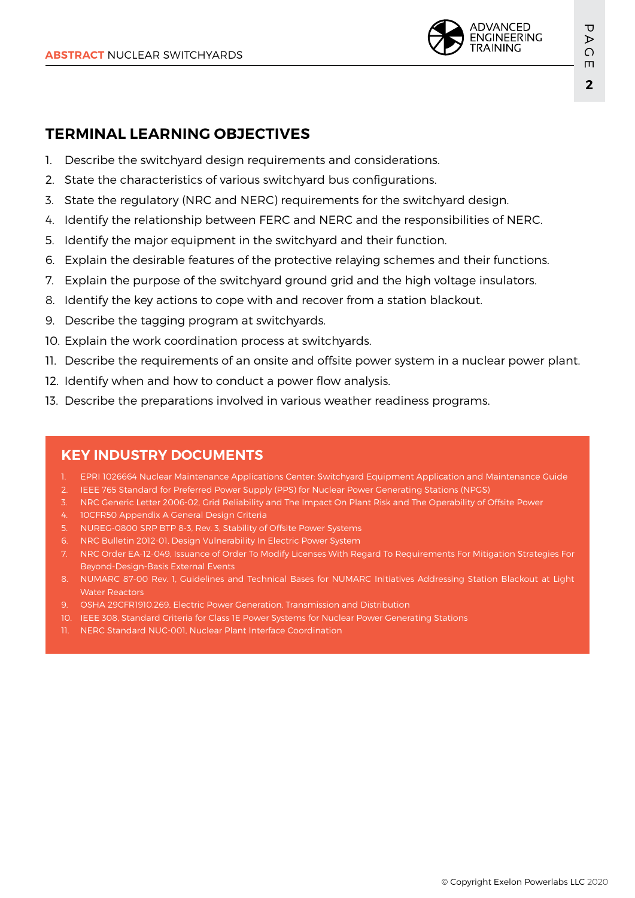## TERMINAL LEARNING OBJECTIVES

1. Describe the switchyard design requirements and considerations.
2. State the characteristics of various switchyard bus configurations.
3. State the regulatory (NRC and NERC) requirements for the switchyard design.
4. Identify the relationship between FERC and NERC and the responsibilities of NERC.
5. Identify the major equipment in the switchyard and their function.
6. Explain the desirable features of the protective relaying schemes and their functions.
7. Explain the purpose of the switchyard ground grid and the high voltage insulators.
8. Identify the key actions to cope with and recover from a station blackout.
9. Describe the tagging program at switchyards.
10. Explain the work coordination process at switchyards.
11. Describe the requirements of an onsite and offsite power system in a nuclear power plant.
12. Identify when and how to conduct a power flow analysis.
13. Describe the preparations involved in various weather readiness programs.

## KEY INDUSTRY DOCUMENTS

1. EPRI 1026664 Nuclear Maintenance Applications Center: Switchyard Equipment Application and Maintenance Guide
2. IEEE 765 Standard for Preferred Power Supply (PPS) for Nuclear Power Generating Stations (NPGS)
3. NRC Generic Letter 2006-02, Grid Reliability and The Impact On Plant Risk and The Operability of Offsite Power
4. 10CFR50 Appendix A General Design Criteria
5. NUREG-0800 SRP BTP 8-3, Rev. 3, Stability of Offsite Power Systems
6. NRC Bulletin 2012-01, Design Vulnerability In Electric Power System
7. NRC Order EA-12-049, Issuance of Order To Modify Licenses With Regard To Requirements For Mitigation Strategies For Beyond-Design-Basis External Events
8. NUMARC 87-00 Rev. 1, Guidelines and Technical Bases for NUMARC Initiatives Addressing Station Blackout at Light Water Reactors
9. OSHA 29CFR1910.269, Electric Power Generation, Transmission and Distribution
10. IEEE 308, Standard Criteria for Class 1E Power Systems for Nuclear Power Generating Stations
11. NERC Standard NUC-001, Nuclear Plant Interface Coordination

© Copyright Exelon Powerlabs LLC 2020